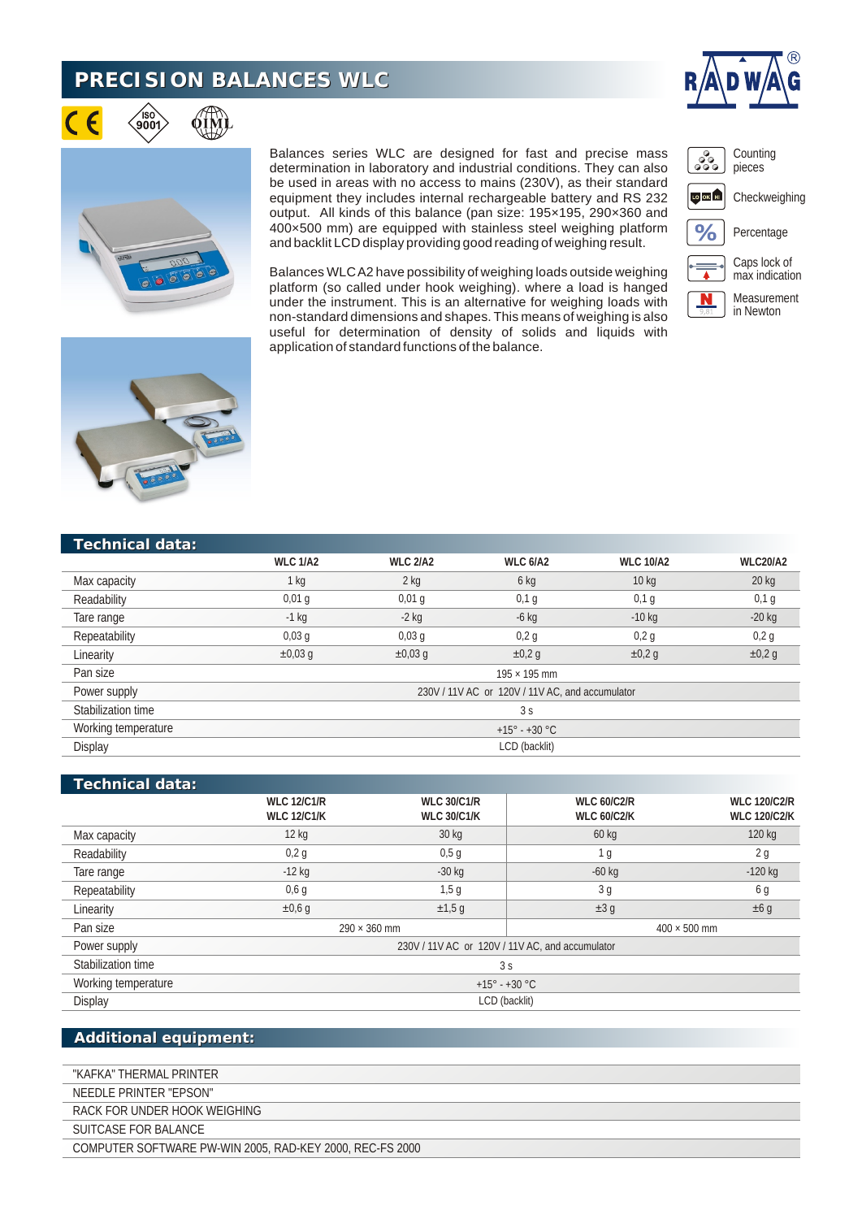# PRECISION BALANCES WLC

Balances series WLC are designed for fast and precise mass determination in laboratory and industrial conditions. They can also be used in areas with no access to mains (230V), as their standard equipment they includes internal rechargeable battery and RS 232 output. All kinds of this balance (pan size: 195×195, 290×360 and 400×500 mm) are equipped with stainless steel weighing platform and backlit LCD display providing good reading of weighing result.

Balances WLC A2 have possibility of weighing loads outside weighing platform (so called under hook weighing). where a load is hanged under the instrument. This is an alternative for weighing loads with non-standard dimensions and shapes. This means of weighing is also useful for determination of density of solids and liquids with application of standard functions of the balance.

- Counting pieces
- Checkweighing
- Percentage
- Caps lock of max indication
- Measurement in Newton

## Technical data:

| | WLC 1/A2 | WLC 2/A2 | WLC 6/A2 | WLC 10/A2 | WLC20/A2 |
|---|---|---|---|---|---|
| Max capacity | 1 kg | 2 kg | 6 kg | 10 kg | 20 kg |
| Readability | 0,01 g | 0,01 g | 0,1 g | 0,1 g | 0,1 g |
| Tare range | -1 kg | -2 kg | -6 kg | -10 kg | -20 kg |
| Repeatability | 0,03 g | 0,03 g | 0,2 g | 0,2 g | 0,2 g |
| Linearity | ±0,03 g | ±0,03 g | ±0,2 g | ±0,2 g | ±0,2 g |
| Pan size | 195 × 195 mm | | | | |
| Power supply | 230V / 11V AC or 120V / 11V AC, and accumulator | | | | |
| Stabilization time | 3 s | | | | |
| Working temperature | +15° - +30 °C | | | | |
| Display | LCD (backlit) | | | | |

## Technical data:

| | WLC 12/C1/R WLC 12/C1/K | WLC 30/C1/R WLC 30/C1/K | WLC 60/C2/R WLC 60/C2/K | WLC 120/C2/R WLC 120/C2/K |
|---|---|---|---|---|
| Max capacity | 12 kg | 30 kg | 60 kg | 120 kg |
| Readability | 0,2 g | 0,5 g | 1 g | 2 g |
| Tare range | -12 kg | -30 kg | -60 kg | -120 kg |
| Repeatability | 0,6 g | 1,5 g | 3 g | 6 g |
| Linearity | ±0,6 g | ±1,5 g | ±3 g | ±6 g |
| Pan size | 290 × 360 mm | | 400 × 500 mm | |
| Power supply | 230V / 11V AC or 120V / 11V AC, and accumulator | | | |
| Stabilization time | 3 s | | | |
| Working temperature | +15° - +30 °C | | | |
| Display | LCD (backlit) | | | |

## Additional equipment:

- "KAFKA" THERMAL PRINTER
- NEEDLE PRINTER "EPSON"
- RACK FOR UNDER HOOK WEIGHING
- SUITCASE FOR BALANCE
- COMPUTER SOFTWARE PW-WIN 2005, RAD-KEY 2000, REC-FS 2000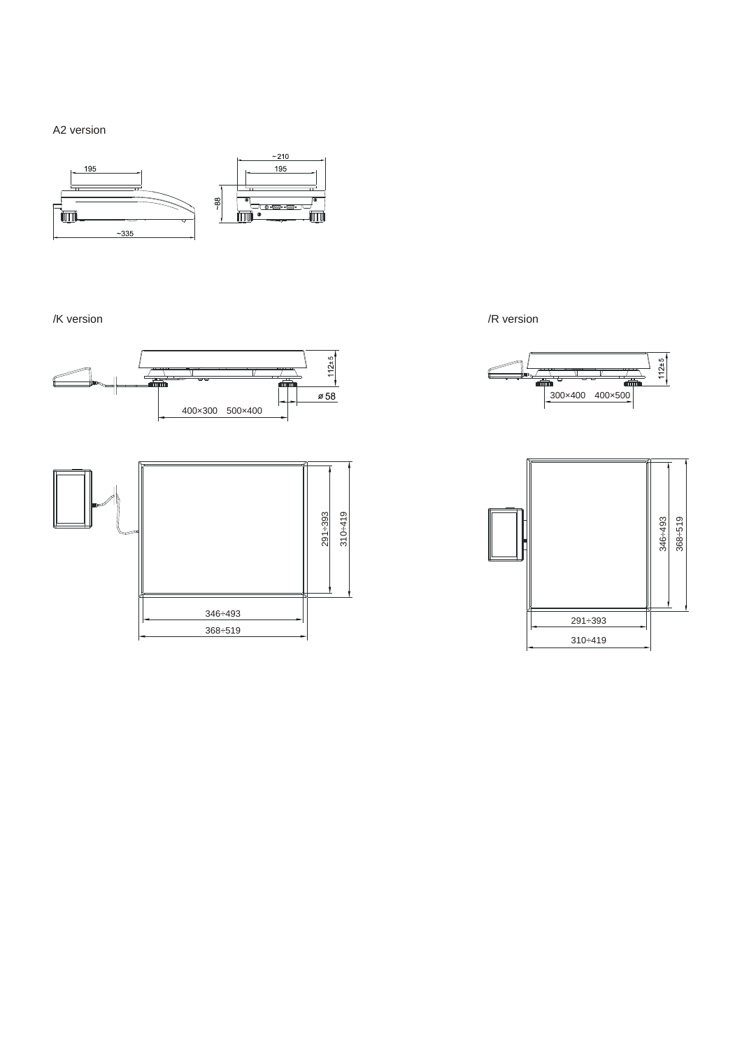A2 version

195

~335

~210

195

~88

/K version

112±5

ø 58

400×300 500×400

291÷393

310÷419

346÷493

368÷519

/R version

112±5

300×400 400×500

346÷493

368÷519

291÷393

310÷419